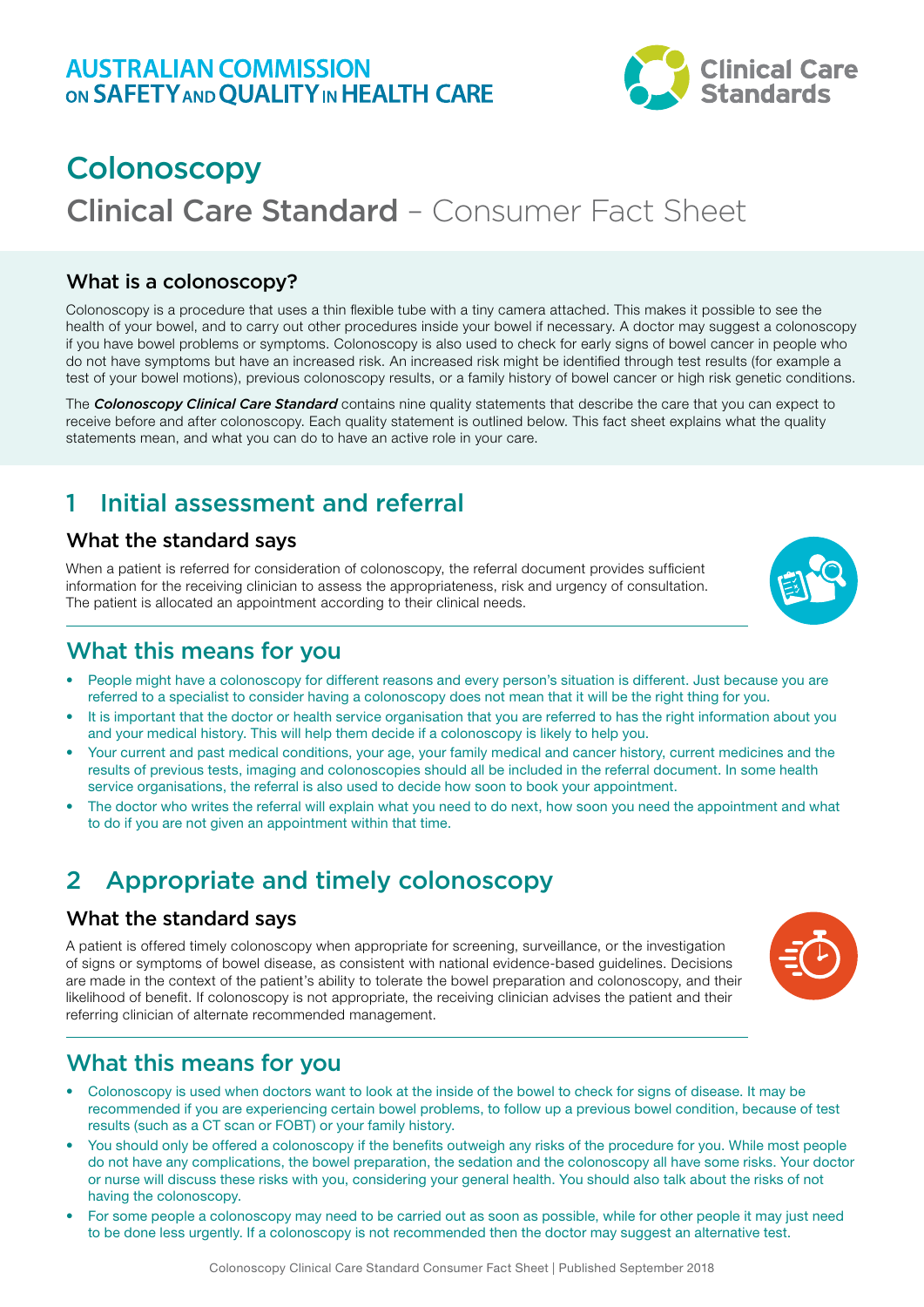AUSTRALIAN COMMISSION ON SAFETY AND QUALITY IN HEALTH CARE

Clinical Care Standards

# Colonoscopy

## Clinical Care Standard – Consumer Fact Sheet

### What is a colonoscopy?

Colonoscopy is a procedure that uses a thin flexible tube with a tiny camera attached. This makes it possible to see the health of your bowel, and to carry out other procedures inside your bowel if necessary. A doctor may suggest a colonoscopy if you have bowel problems or symptoms. Colonoscopy is also used to check for early signs of bowel cancer in people who do not have symptoms but have an increased risk. An increased risk might be identified through test results (for example a test of your bowel motions), previous colonoscopy results, or a family history of bowel cancer or high risk genetic conditions.

The ***Colonoscopy Clinical Care Standard*** contains nine quality statements that describe the care that you can expect to receive before and after colonoscopy. Each quality statement is outlined below. This fact sheet explains what the quality statements mean, and what you can do to have an active role in your care.

## 1 Initial assessment and referral

### What the standard says

When a patient is referred for consideration of colonoscopy, the referral document provides sufficient information for the receiving clinician to assess the appropriateness, risk and urgency of consultation. The patient is allocated an appointment according to their clinical needs.

## What this means for you

- People might have a colonoscopy for different reasons and every person's situation is different. Just because you are referred to a specialist to consider having a colonoscopy does not mean that it will be the right thing for you.
- It is important that the doctor or health service organisation that you are referred to has the right information about you and your medical history. This will help them decide if a colonoscopy is likely to help you.
- Your current and past medical conditions, your age, your family medical and cancer history, current medicines and the results of previous tests, imaging and colonoscopies should all be included in the referral document. In some health service organisations, the referral is also used to decide how soon to book your appointment.
- The doctor who writes the referral will explain what you need to do next, how soon you need the appointment and what to do if you are not given an appointment within that time.

## 2 Appropriate and timely colonoscopy

### What the standard says

A patient is offered timely colonoscopy when appropriate for screening, surveillance, or the investigation of signs or symptoms of bowel disease, as consistent with national evidence-based guidelines. Decisions are made in the context of the patient's ability to tolerate the bowel preparation and colonoscopy, and their likelihood of benefit. If colonoscopy is not appropriate, the receiving clinician advises the patient and their referring clinician of alternate recommended management.

## What this means for you

- Colonoscopy is used when doctors want to look at the inside of the bowel to check for signs of disease. It may be recommended if you are experiencing certain bowel problems, to follow up a previous bowel condition, because of test results (such as a CT scan or FOBT) or your family history.
- You should only be offered a colonoscopy if the benefits outweigh any risks of the procedure for you. While most people do not have any complications, the bowel preparation, the sedation and the colonoscopy all have some risks. Your doctor or nurse will discuss these risks with you, considering your general health. You should also talk about the risks of not having the colonoscopy.
- For some people a colonoscopy may need to be carried out as soon as possible, while for other people it may just need to be done less urgently. If a colonoscopy is not recommended then the doctor may suggest an alternative test.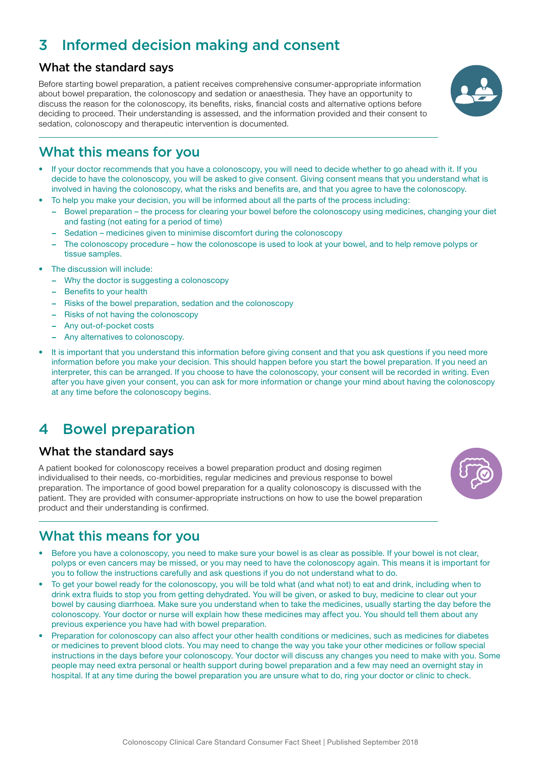## 3 Informed decision making and consent

### What the standard says

Before starting bowel preparation, a patient receives comprehensive consumer-appropriate information about bowel preparation, the colonoscopy and sedation or anaesthesia. They have an opportunity to discuss the reason for the colonoscopy, its benefits, risks, financial costs and alternative options before deciding to proceed. Their understanding is assessed, and the information provided and their consent to sedation, colonoscopy and therapeutic intervention is documented.

### What this means for you

- If your doctor recommends that you have a colonoscopy, you will need to decide whether to go ahead with it. If you decide to have the colonoscopy, you will be asked to give consent. Giving consent means that you understand what is involved in having the colonoscopy, what the risks and benefits are, and that you agree to have the colonoscopy.
- To help you make your decision, you will be informed about all the parts of the process including:
  - Bowel preparation – the process for clearing your bowel before the colonoscopy using medicines, changing your diet and fasting (not eating for a period of time)
  - Sedation – medicines given to minimise discomfort during the colonoscopy
  - The colonoscopy procedure – how the colonoscope is used to look at your bowel, and to help remove polyps or tissue samples.
- The discussion will include:
  - Why the doctor is suggesting a colonoscopy
  - Benefits to your health
  - Risks of the bowel preparation, sedation and the colonoscopy
  - Risks of not having the colonoscopy
  - Any out-of-pocket costs
  - Any alternatives to colonoscopy.
- It is important that you understand this information before giving consent and that you ask questions if you need more information before you make your decision. This should happen before you start the bowel preparation. If you need an interpreter, this can be arranged. If you choose to have the colonoscopy, your consent will be recorded in writing. Even after you have given your consent, you can ask for more information or change your mind about having the colonoscopy at any time before the colonoscopy begins.

## 4 Bowel preparation

### What the standard says

A patient booked for colonoscopy receives a bowel preparation product and dosing regimen individualised to their needs, co-morbidities, regular medicines and previous response to bowel preparation. The importance of good bowel preparation for a quality colonoscopy is discussed with the patient. They are provided with consumer-appropriate instructions on how to use the bowel preparation product and their understanding is confirmed.

### What this means for you

- Before you have a colonoscopy, you need to make sure your bowel is as clear as possible. If your bowel is not clear, polyps or even cancers may be missed, or you may need to have the colonoscopy again. This means it is important for you to follow the instructions carefully and ask questions if you do not understand what to do.
- To get your bowel ready for the colonoscopy, you will be told what (and what not) to eat and drink, including when to drink extra fluids to stop you from getting dehydrated. You will be given, or asked to buy, medicine to clear out your bowel by causing diarrhoea. Make sure you understand when to take the medicines, usually starting the day before the colonoscopy. Your doctor or nurse will explain how these medicines may affect you. You should tell them about any previous experience you have had with bowel preparation.
- Preparation for colonoscopy can also affect your other health conditions or medicines, such as medicines for diabetes or medicines to prevent blood clots. You may need to change the way you take your other medicines or follow special instructions in the days before your colonoscopy. Your doctor will discuss any changes you need to make with you. Some people may need extra personal or health support during bowel preparation and a few may need an overnight stay in hospital. If at any time during the bowel preparation you are unsure what to do, ring your doctor or clinic to check.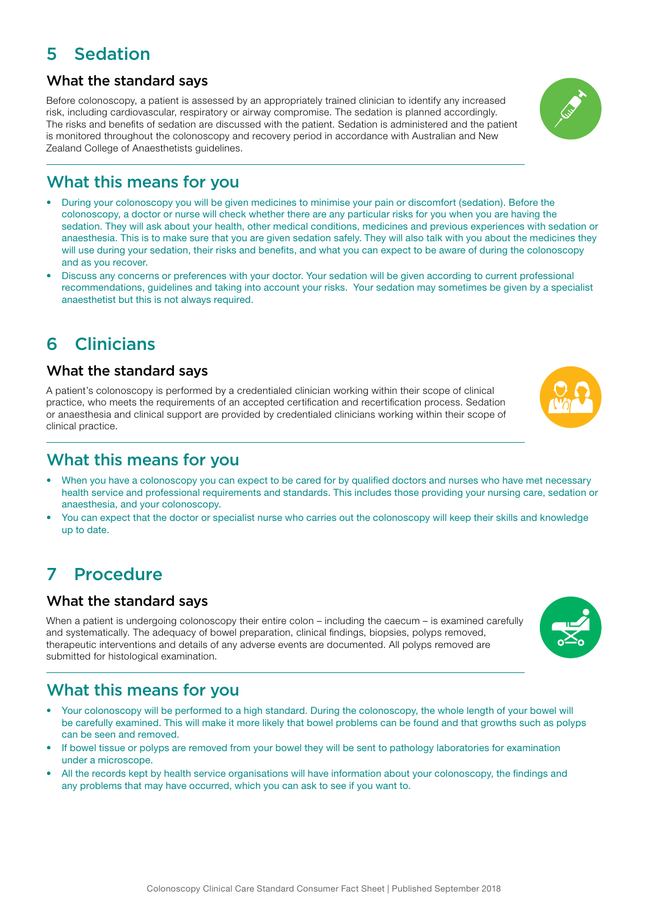## 5 Sedation

### What the standard says

Before colonoscopy, a patient is assessed by an appropriately trained clinician to identify any increased risk, including cardiovascular, respiratory or airway compromise. The sedation is planned accordingly. The risks and benefits of sedation are discussed with the patient. Sedation is administered and the patient is monitored throughout the colonoscopy and recovery period in accordance with Australian and New Zealand College of Anaesthetists guidelines.

## What this means for you

- During your colonoscopy you will be given medicines to minimise your pain or discomfort (sedation). Before the colonoscopy, a doctor or nurse will check whether there are any particular risks for you when you are having the sedation. They will ask about your health, other medical conditions, medicines and previous experiences with sedation or anaesthesia. This is to make sure that you are given sedation safely. They will also talk with you about the medicines they will use during your sedation, their risks and benefits, and what you can expect to be aware of during the colonoscopy and as you recover.
- Discuss any concerns or preferences with your doctor. Your sedation will be given according to current professional recommendations, guidelines and taking into account your risks. Your sedation may sometimes be given by a specialist anaesthetist but this is not always required.

## 6 Clinicians

### What the standard says

A patient's colonoscopy is performed by a credentialed clinician working within their scope of clinical practice, who meets the requirements of an accepted certification and recertification process. Sedation or anaesthesia and clinical support are provided by credentialed clinicians working within their scope of clinical practice.

## What this means for you

- When you have a colonoscopy you can expect to be cared for by qualified doctors and nurses who have met necessary health service and professional requirements and standards. This includes those providing your nursing care, sedation or anaesthesia, and your colonoscopy.
- You can expect that the doctor or specialist nurse who carries out the colonoscopy will keep their skills and knowledge up to date.

## 7 Procedure

### What the standard says

When a patient is undergoing colonoscopy their entire colon – including the caecum – is examined carefully and systematically. The adequacy of bowel preparation, clinical findings, biopsies, polyps removed, therapeutic interventions and details of any adverse events are documented. All polyps removed are submitted for histological examination.

## What this means for you

- Your colonoscopy will be performed to a high standard. During the colonoscopy, the whole length of your bowel will be carefully examined. This will make it more likely that bowel problems can be found and that growths such as polyps can be seen and removed.
- If bowel tissue or polyps are removed from your bowel they will be sent to pathology laboratories for examination under a microscope.
- All the records kept by health service organisations will have information about your colonoscopy, the findings and any problems that may have occurred, which you can ask to see if you want to.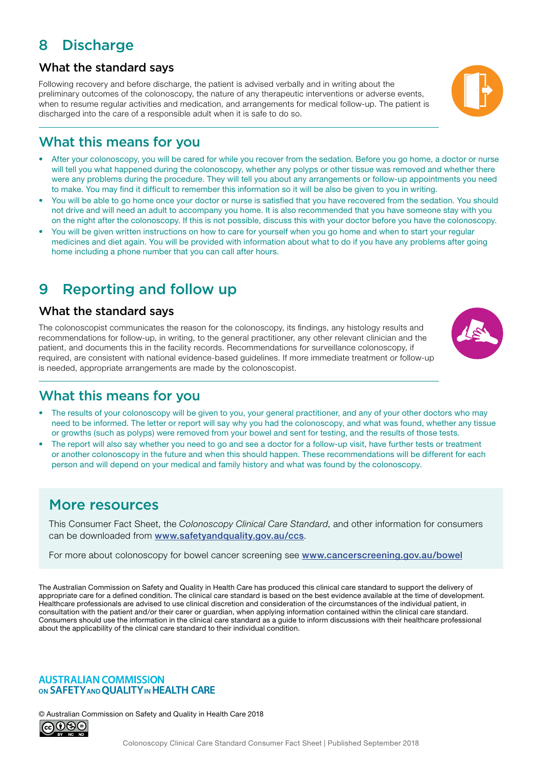# 8 Discharge

### What the standard says

Following recovery and before discharge, the patient is advised verbally and in writing about the preliminary outcomes of the colonoscopy, the nature of any therapeutic interventions or adverse events, when to resume regular activities and medication, and arrangements for medical follow-up. The patient is discharged into the care of a responsible adult when it is safe to do so.

## What this means for you

- After your colonoscopy, you will be cared for while you recover from the sedation. Before you go home, a doctor or nurse will tell you what happened during the colonoscopy, whether any polyps or other tissue was removed and whether there were any problems during the procedure. They will tell you about any arrangements or follow-up appointments you need to make. You may find it difficult to remember this information so it will be also be given to you in writing.
- You will be able to go home once your doctor or nurse is satisfied that you have recovered from the sedation. You should not drive and will need an adult to accompany you home. It is also recommended that you have someone stay with you on the night after the colonoscopy. If this is not possible, discuss this with your doctor before you have the colonoscopy.
- You will be given written instructions on how to care for yourself when you go home and when to start your regular medicines and diet again. You will be provided with information about what to do if you have any problems after going home including a phone number that you can call after hours.

# 9 Reporting and follow up

### What the standard says

The colonoscopist communicates the reason for the colonoscopy, its findings, any histology results and recommendations for follow-up, in writing, to the general practitioner, any other relevant clinician and the patient, and documents this in the facility records. Recommendations for surveillance colonoscopy, if required, are consistent with national evidence-based guidelines. If more immediate treatment or follow-up is needed, appropriate arrangements are made by the colonoscopist.

## What this means for you

- The results of your colonoscopy will be given to you, your general practitioner, and any of your other doctors who may need to be informed. The letter or report will say why you had the colonoscopy, and what was found, whether any tissue or growths (such as polyps) were removed from your bowel and sent for testing, and the results of those tests.
- The report will also say whether you need to go and see a doctor for a follow-up visit, have further tests or treatment or another colonoscopy in the future and when this should happen. These recommendations will be different for each person and will depend on your medical and family history and what was found by the colonoscopy.

## More resources

This Consumer Fact Sheet, the *Colonoscopy Clinical Care Standard*, and other information for consumers can be downloaded from **www.safetyandquality.gov.au/ccs**.

For more about colonoscopy for bowel cancer screening see **www.cancerscreening.gov.au/bowel**

The Australian Commission on Safety and Quality in Health Care has produced this clinical care standard to support the delivery of appropriate care for a defined condition. The clinical care standard is based on the best evidence available at the time of development. Healthcare professionals are advised to use clinical discretion and consideration of the circumstances of the individual patient, in consultation with the patient and/or their carer or guardian, when applying information contained within the clinical care standard. Consumers should use the information in the clinical care standard as a guide to inform discussions with their healthcare professional about the applicability of the clinical care standard to their individual condition.

AUSTRALIAN COMMISSION ON SAFETY AND QUALITY IN HEALTH CARE

© Australian Commission on Safety and Quality in Health Care 2018